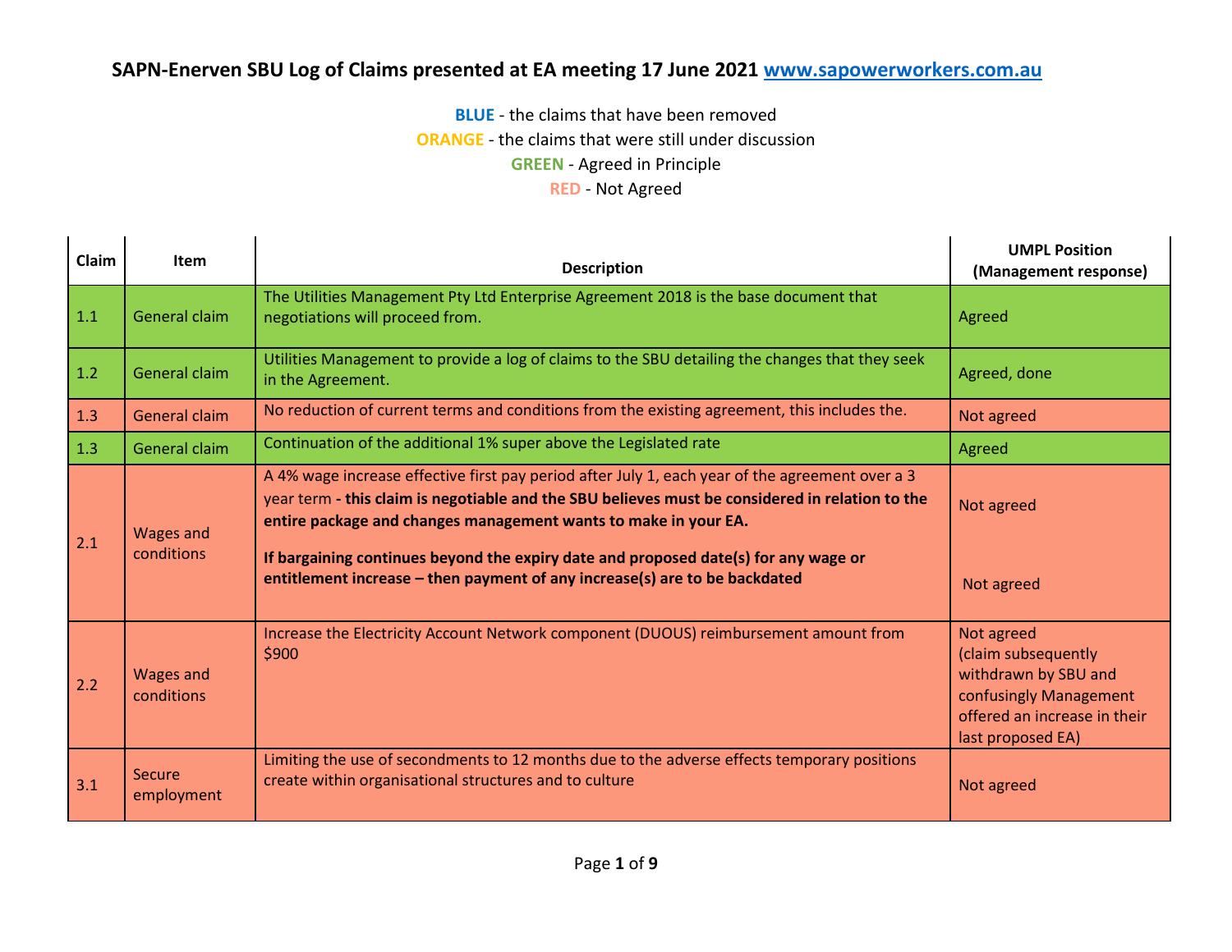# SAPN-Enerven SBU Log of Claims presented at EA meeting 17 June 2021 [www.sapowerworkers.com.au](http://www.sapowerworkers.com.au)

**BLUE** - the claims that have been removed
**ORANGE** - the claims that were still under discussion
**GREEN** - Agreed in Principle
**RED** - Not Agreed

| Claim | Item | Description | UMPL Position (Management response) |
|---|---|---|---|
| 1.1 | General claim | The Utilities Management Pty Ltd Enterprise Agreement 2018 is the base document that negotiations will proceed from. | Agreed |
| 1.2 | General claim | Utilities Management to provide a log of claims to the SBU detailing the changes that they seek in the Agreement. | Agreed, done |
| 1.3 | General claim | No reduction of current terms and conditions from the existing agreement, this includes the. | Not agreed |
| 1.3 | General claim | Continuation of the additional 1% super above the Legislated rate | Agreed |
| 2.1 | Wages and conditions | A 4% wage increase effective first pay period after July 1, each year of the agreement over a 3 year term **- this claim is negotiable and the SBU believes must be considered in relation to the entire package and changes management wants to make in your EA.**<br><br>**If bargaining continues beyond the expiry date and proposed date(s) for any wage or entitlement increase – then payment of any increase(s) are to be backdated** | Not agreed<br><br>Not agreed |
| 2.2 | Wages and conditions | Increase the Electricity Account Network component (DUOUS) reimbursement amount from $900 | Not agreed (claim subsequently withdrawn by SBU and confusingly Management offered an increase in their last proposed EA) |
| 3.1 | Secure employment | Limiting the use of secondments to 12 months due to the adverse effects temporary positions create within organisational structures and to culture | Not agreed |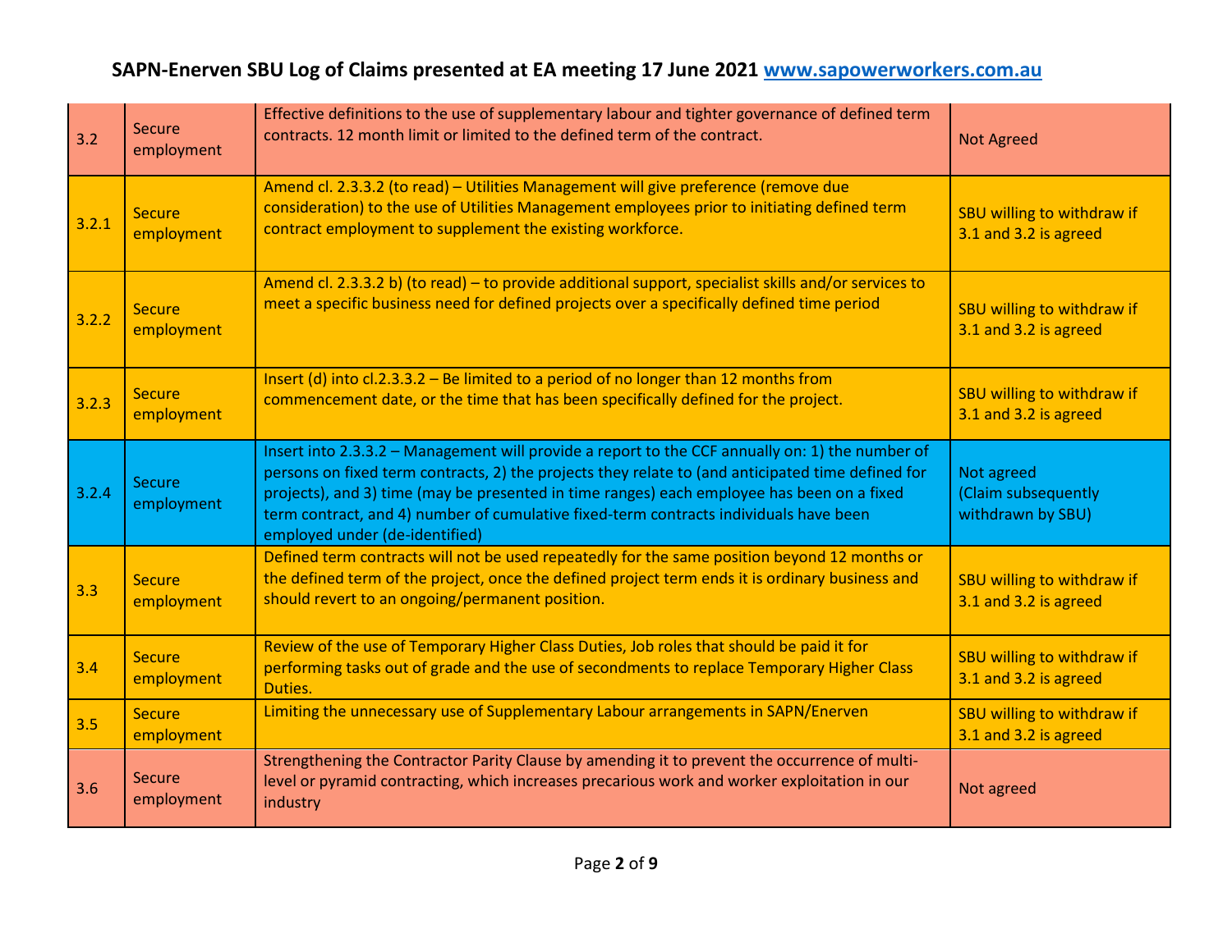# SAPN-Enerven SBU Log of Claims presented at EA meeting 17 June 2021 www.sapowerworkers.com.au

| | | | |
|---|---|---|---|
| 3.2 | Secure employment | Effective definitions to the use of supplementary labour and tighter governance of defined term contracts. 12 month limit or limited to the defined term of the contract. | Not Agreed |
| 3.2.1 | Secure employment | Amend cl. 2.3.3.2 (to read) – Utilities Management will give preference (remove due consideration) to the use of Utilities Management employees prior to initiating defined term contract employment to supplement the existing workforce. | SBU willing to withdraw if 3.1 and 3.2 is agreed |
| 3.2.2 | Secure employment | Amend cl. 2.3.3.2 b) (to read) – to provide additional support, specialist skills and/or services to meet a specific business need for defined projects over a specifically defined time period | SBU willing to withdraw if 3.1 and 3.2 is agreed |
| 3.2.3 | Secure employment | Insert (d) into cl.2.3.3.2 – Be limited to a period of no longer than 12 months from commencement date, or the time that has been specifically defined for the project. | SBU willing to withdraw if 3.1 and 3.2 is agreed |
| 3.2.4 | Secure employment | Insert into 2.3.3.2 – Management will provide a report to the CCF annually on: 1) the number of persons on fixed term contracts, 2) the projects they relate to (and anticipated time defined for projects), and 3) time (may be presented in time ranges) each employee has been on a fixed term contract, and 4) number of cumulative fixed-term contracts individuals have been employed under (de-identified) | Not agreed (Claim subsequently withdrawn by SBU) |
| 3.3 | Secure employment | Defined term contracts will not be used repeatedly for the same position beyond 12 months or the defined term of the project, once the defined project term ends it is ordinary business and should revert to an ongoing/permanent position. | SBU willing to withdraw if 3.1 and 3.2 is agreed |
| 3.4 | Secure employment | Review of the use of Temporary Higher Class Duties, Job roles that should be paid it for performing tasks out of grade and the use of secondments to replace Temporary Higher Class Duties. | SBU willing to withdraw if 3.1 and 3.2 is agreed |
| 3.5 | Secure employment | Limiting the unnecessary use of Supplementary Labour arrangements in SAPN/Enerven | SBU willing to withdraw if 3.1 and 3.2 is agreed |
| 3.6 | Secure employment | Strengthening the Contractor Parity Clause by amending it to prevent the occurrence of multi-level or pyramid contracting, which increases precarious work and worker exploitation in our industry | Not agreed |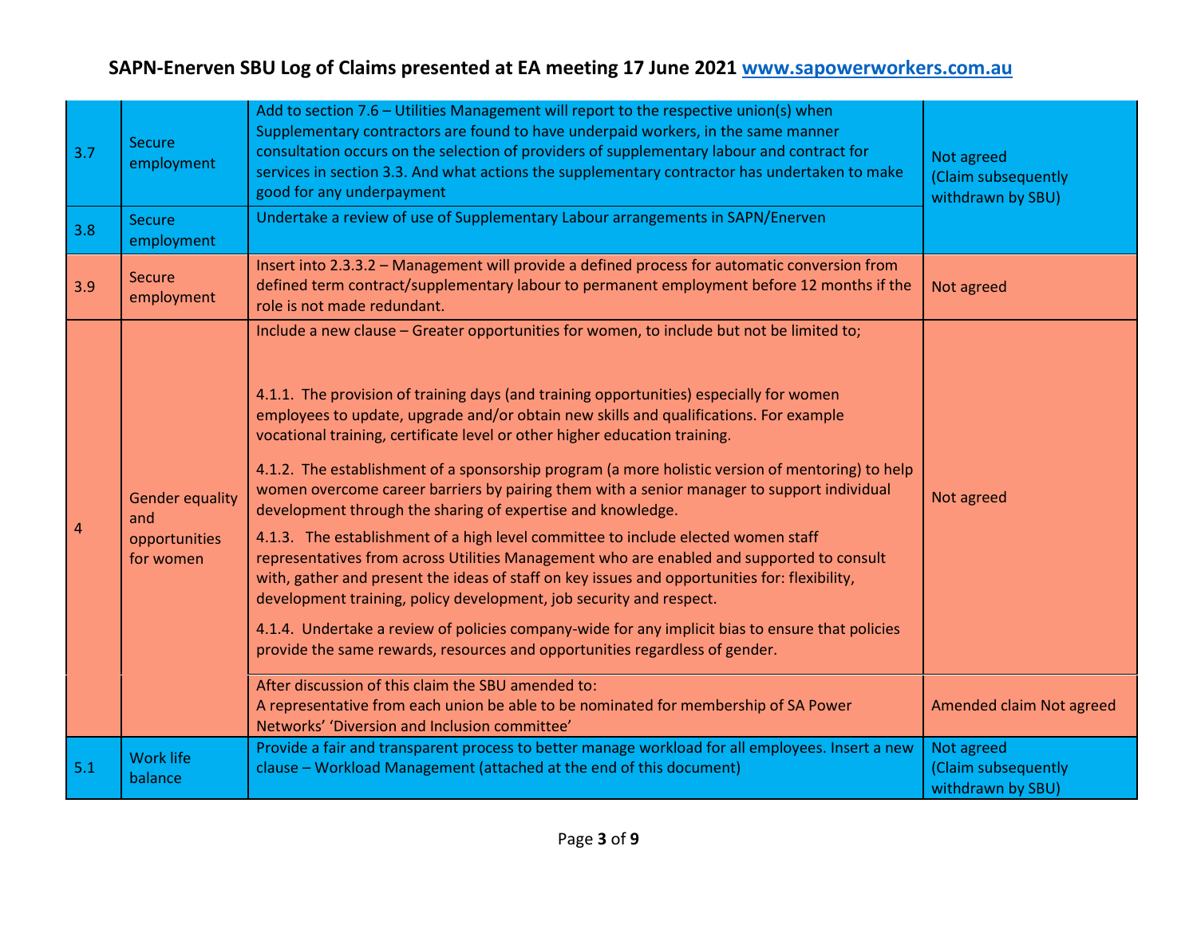# SAPN-Enerven SBU Log of Claims presented at EA meeting 17 June 2021 www.sapowerworkers.com.au

| | | | |
|---|---|---|---|
| 3.7 | Secure employment | Add to section 7.6 – Utilities Management will report to the respective union(s) when Supplementary contractors are found to have underpaid workers, in the same manner consultation occurs on the selection of providers of supplementary labour and contract for services in section 3.3. And what actions the supplementary contractor has undertaken to make good for any underpayment | Not agreed (Claim subsequently withdrawn by SBU) |
| 3.8 | Secure employment | Undertake a review of use of Supplementary Labour arrangements in SAPN/Enerven | |
| 3.9 | Secure employment | Insert into 2.3.3.2 – Management will provide a defined process for automatic conversion from defined term contract/supplementary labour to permanent employment before 12 months if the role is not made redundant. | Not agreed |
| 4 | Gender equality and opportunities for women | Include a new clause – Greater opportunities for women, to include but not be limited to;<br><br>4.1.1. The provision of training days (and training opportunities) especially for women employees to update, upgrade and/or obtain new skills and qualifications. For example vocational training, certificate level or other higher education training.<br><br>4.1.2. The establishment of a sponsorship program (a more holistic version of mentoring) to help women overcome career barriers by pairing them with a senior manager to support individual development through the sharing of expertise and knowledge.<br><br>4.1.3. The establishment of a high level committee to include elected women staff representatives from across Utilities Management who are enabled and supported to consult with, gather and present the ideas of staff on key issues and opportunities for: flexibility, development training, policy development, job security and respect.<br><br>4.1.4. Undertake a review of policies company-wide for any implicit bias to ensure that policies provide the same rewards, resources and opportunities regardless of gender. | Not agreed |
| | | After discussion of this claim the SBU amended to:<br>A representative from each union be able to be nominated for membership of SA Power Networks' 'Diversion and Inclusion committee' | Amended claim Not agreed |
| 5.1 | Work life balance | Provide a fair and transparent process to better manage workload for all employees. Insert a new clause – Workload Management (attached at the end of this document) | Not agreed (Claim subsequently withdrawn by SBU) |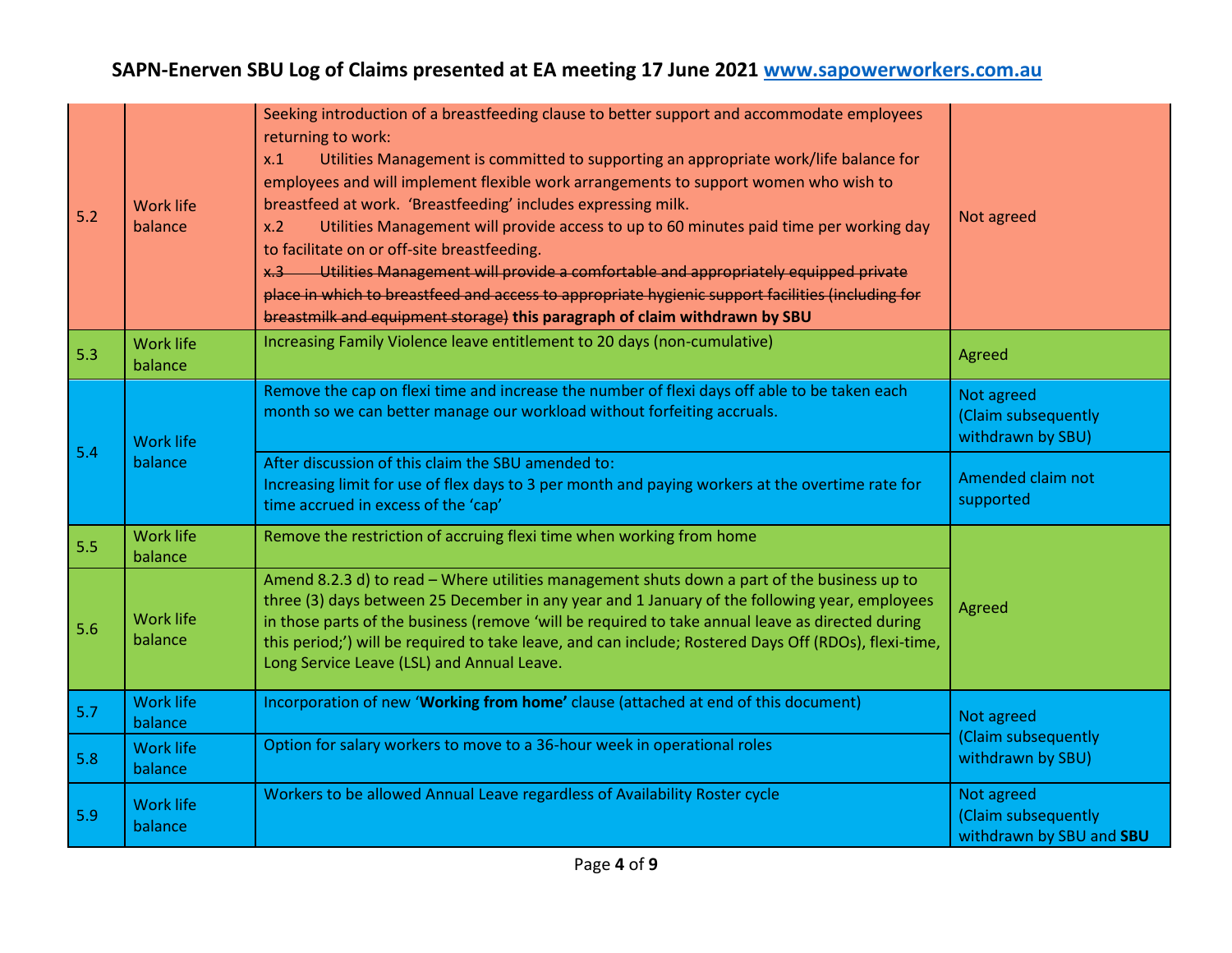# SAPN-Enerven SBU Log of Claims presented at EA meeting 17 June 2021 www.sapowerworkers.com.au

| | | | |
|---|---|---|---|
| 5.2 | Work life balance | Seeking introduction of a breastfeeding clause to better support and accommodate employees returning to work:<br>x.1 Utilities Management is committed to supporting an appropriate work/life balance for employees and will implement flexible work arrangements to support women who wish to breastfeed at work. 'Breastfeeding' includes expressing milk.<br>x.2 Utilities Management will provide access to up to 60 minutes paid time per working day to facilitate on or off-site breastfeeding.<br>~~x.3 Utilities Management will provide a comfortable and appropriately equipped private place in which to breastfeed and access to appropriate hygienic support facilities (including for breastmilk and equipment storage)~~ **this paragraph of claim withdrawn by SBU** | Not agreed |
| 5.3 | Work life balance | Increasing Family Violence leave entitlement to 20 days (non-cumulative) | Agreed |
| 5.4 | Work life balance | Remove the cap on flexi time and increase the number of flexi days off able to be taken each month so we can better manage our workload without forfeiting accruals. | Not agreed (Claim subsequently withdrawn by SBU) |
| | | After discussion of this claim the SBU amended to:<br>Increasing limit for use of flex days to 3 per month and paying workers at the overtime rate for time accrued in excess of the 'cap' | Amended claim not supported |
| 5.5 | Work life balance | Remove the restriction of accruing flexi time when working from home | Agreed |
| 5.6 | Work life balance | Amend 8.2.3 d) to read – Where utilities management shuts down a part of the business up to three (3) days between 25 December in any year and 1 January of the following year, employees in those parts of the business (remove 'will be required to take annual leave as directed during this period;') will be required to take leave, and can include; Rostered Days Off (RDOs), flexi-time, Long Service Leave (LSL) and Annual Leave. | |
| 5.7 | Work life balance | Incorporation of new '**Working from home**' clause (attached at end of this document) | Not agreed (Claim subsequently withdrawn by SBU) |
| 5.8 | Work life balance | Option for salary workers to move to a 36-hour week in operational roles | |
| 5.9 | Work life balance | Workers to be allowed Annual Leave regardless of Availability Roster cycle | Not agreed (Claim subsequently withdrawn by SBU and **SBU** |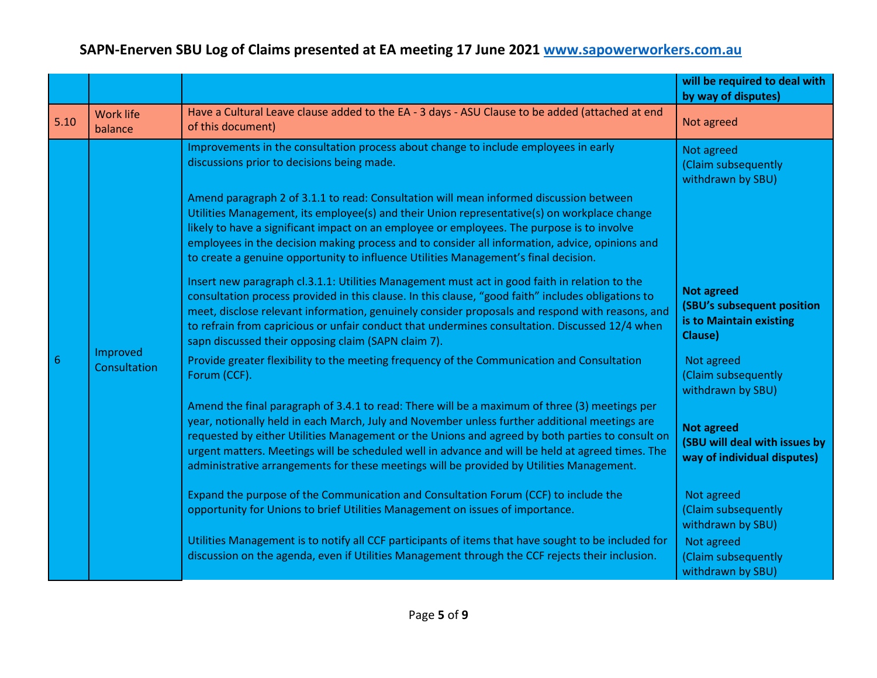| | | | |
|---|---|---|---|
| | | | **will be required to deal with by way of disputes)** |
| 5.10 | Work life balance | Have a Cultural Leave clause added to the EA - 3 days - ASU Clause to be added (attached at end of this document) | Not agreed |
| 6 | Improved Consultation | Improvements in the consultation process about change to include employees in early discussions prior to decisions being made. | Not agreed (Claim subsequently withdrawn by SBU) |
| | | Amend paragraph 2 of 3.1.1 to read: Consultation will mean informed discussion between Utilities Management, its employee(s) and their Union representative(s) on workplace change likely to have a significant impact on an employee or employees. The purpose is to involve employees in the decision making process and to consider all information, advice, opinions and to create a genuine opportunity to influence Utilities Management's final decision. | |
| | | Insert new paragraph cl.3.1.1: Utilities Management must act in good faith in relation to the consultation process provided in this clause. In this clause, "good faith" includes obligations to meet, disclose relevant information, genuinely consider proposals and respond with reasons, and to refrain from capricious or unfair conduct that undermines consultation. Discussed 12/4 when sapn discussed their opposing claim (SAPN claim 7). | **Not agreed (SBU's subsequent position is to Maintain existing Clause)** |
| | | Provide greater flexibility to the meeting frequency of the Communication and Consultation Forum (CCF). | Not agreed (Claim subsequently withdrawn by SBU) |
| | | Amend the final paragraph of 3.4.1 to read: There will be a maximum of three (3) meetings per year, notionally held in each March, July and November unless further additional meetings are requested by either Utilities Management or the Unions and agreed by both parties to consult on urgent matters. Meetings will be scheduled well in advance and will be held at agreed times. The administrative arrangements for these meetings will be provided by Utilities Management. | **Not agreed (SBU will deal with issues by way of individual disputes)** |
| | | Expand the purpose of the Communication and Consultation Forum (CCF) to include the opportunity for Unions to brief Utilities Management on issues of importance. | Not agreed (Claim subsequently withdrawn by SBU) |
| | | Utilities Management is to notify all CCF participants of items that have sought to be included for discussion on the agenda, even if Utilities Management through the CCF rejects their inclusion. | Not agreed (Claim subsequently withdrawn by SBU) |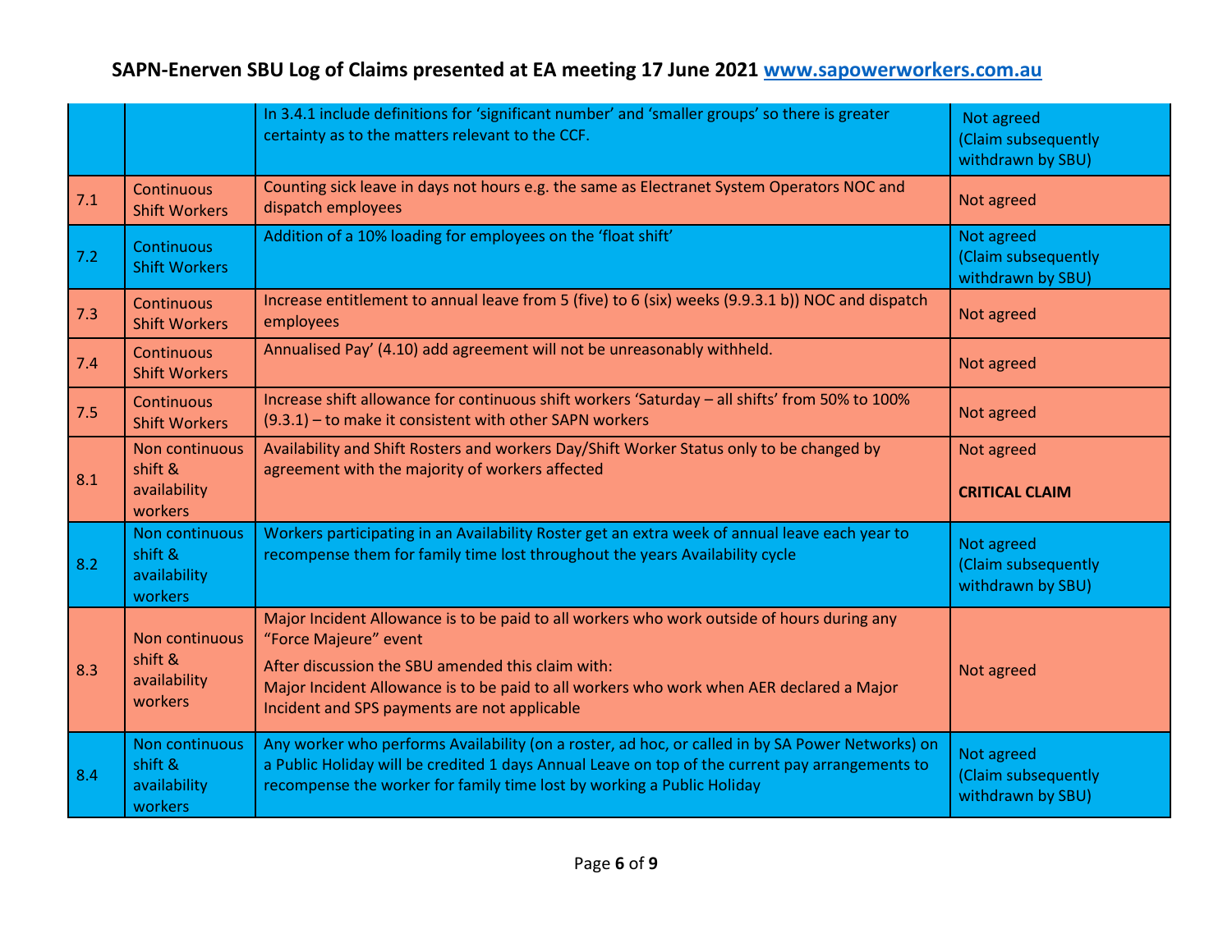| | | | |
|---|---|---|---|
| | | In 3.4.1 include definitions for 'significant number' and 'smaller groups' so there is greater certainty as to the matters relevant to the CCF. | Not agreed (Claim subsequently withdrawn by SBU) |
| 7.1 | Continuous Shift Workers | Counting sick leave in days not hours e.g. the same as Electranet System Operators NOC and dispatch employees | Not agreed |
| 7.2 | Continuous Shift Workers | Addition of a 10% loading for employees on the 'float shift' | Not agreed (Claim subsequently withdrawn by SBU) |
| 7.3 | Continuous Shift Workers | Increase entitlement to annual leave from 5 (five) to 6 (six) weeks (9.9.3.1 b)) NOC and dispatch employees | Not agreed |
| 7.4 | Continuous Shift Workers | Annualised Pay' (4.10) add agreement will not be unreasonably withheld. | Not agreed |
| 7.5 | Continuous Shift Workers | Increase shift allowance for continuous shift workers 'Saturday – all shifts' from 50% to 100% (9.3.1) – to make it consistent with other SAPN workers | Not agreed |
| 8.1 | Non continuous shift & availability workers | Availability and Shift Rosters and workers Day/Shift Worker Status only to be changed by agreement with the majority of workers affected | Not agreed<br><br>**CRITICAL CLAIM** |
| 8.2 | Non continuous shift & availability workers | Workers participating in an Availability Roster get an extra week of annual leave each year to recompense them for family time lost throughout the years Availability cycle | Not agreed (Claim subsequently withdrawn by SBU) |
| 8.3 | Non continuous shift & availability workers | Major Incident Allowance is to be paid to all workers who work outside of hours during any "Force Majeure" event<br><br>After discussion the SBU amended this claim with:<br>Major Incident Allowance is to be paid to all workers who work when AER declared a Major Incident and SPS payments are not applicable | Not agreed |
| 8.4 | Non continuous shift & availability workers | Any worker who performs Availability (on a roster, ad hoc, or called in by SA Power Networks) on a Public Holiday will be credited 1 days Annual Leave on top of the current pay arrangements to recompense the worker for family time lost by working a Public Holiday | Not agreed (Claim subsequently withdrawn by SBU) |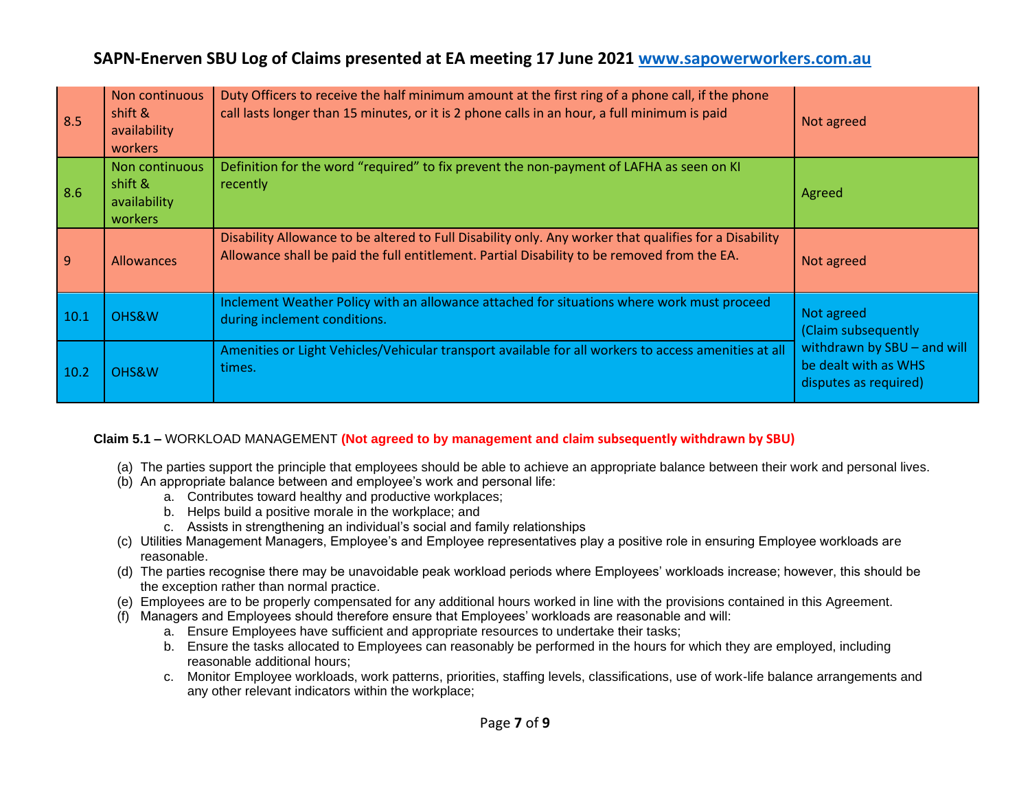| 8.5 | Non continuous shift & availability workers | Duty Officers to receive the half minimum amount at the first ring of a phone call, if the phone call lasts longer than 15 minutes, or it is 2 phone calls in an hour, a full minimum is paid | Not agreed |
|---|---|---|---|
| 8.6 | Non continuous shift & availability workers | Definition for the word "required" to fix prevent the non-payment of LAFHA as seen on KI recently | Agreed |
| 9 | Allowances | Disability Allowance to be altered to Full Disability only. Any worker that qualifies for a Disability Allowance shall be paid the full entitlement. Partial Disability to be removed from the EA. | Not agreed |
| 10.1 | OHS&W | Inclement Weather Policy with an allowance attached for situations where work must proceed during inclement conditions. | Not agreed (Claim subsequently withdrawn by SBU – and will be dealt with as WHS disputes as required) |
| 10.2 | OHS&W | Amenities or Light Vehicles/Vehicular transport available for all workers to access amenities at all times. | |

**Claim 5.1 –** WORKLOAD MANAGEMENT **(Not agreed to by management and claim subsequently withdrawn by SBU)**

(a) The parties support the principle that employees should be able to achieve an appropriate balance between their work and personal lives.

(b) An appropriate balance between and employee's work and personal life:
   a. Contributes toward healthy and productive workplaces;
   b. Helps build a positive morale in the workplace; and
   c. Assists in strengthening an individual's social and family relationships

(c) Utilities Management Managers, Employee's and Employee representatives play a positive role in ensuring Employee workloads are reasonable.

(d) The parties recognise there may be unavoidable peak workload periods where Employees' workloads increase; however, this should be the exception rather than normal practice.

(e) Employees are to be properly compensated for any additional hours worked in line with the provisions contained in this Agreement.

(f) Managers and Employees should therefore ensure that Employees' workloads are reasonable and will:
   a. Ensure Employees have sufficient and appropriate resources to undertake their tasks;
   b. Ensure the tasks allocated to Employees can reasonably be performed in the hours for which they are employed, including reasonable additional hours;
   c. Monitor Employee workloads, work patterns, priorities, staffing levels, classifications, use of work-life balance arrangements and any other relevant indicators within the workplace;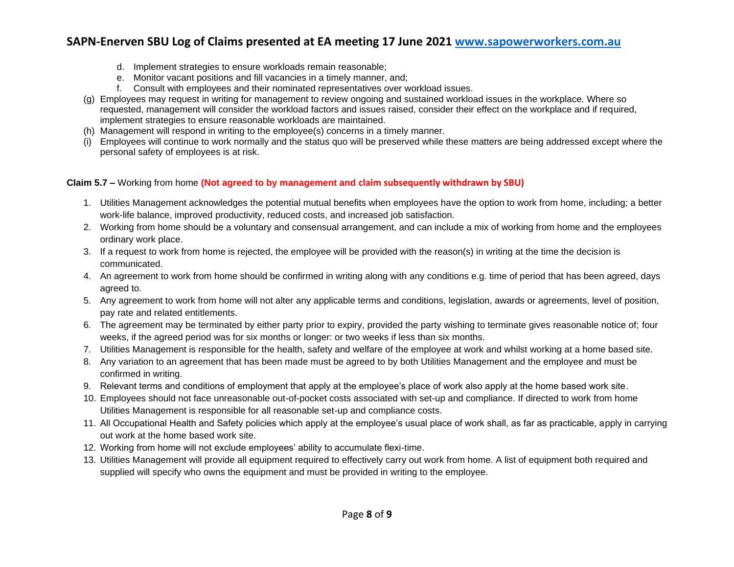d. Implement strategies to ensure workloads remain reasonable;
e. Monitor vacant positions and fill vacancies in a timely manner, and;
f. Consult with employees and their nominated representatives over workload issues.

(g) Employees may request in writing for management to review ongoing and sustained workload issues in the workplace. Where so requested, management will consider the workload factors and issues raised, consider their effect on the workplace and if required, implement strategies to ensure reasonable workloads are maintained.

(h) Management will respond in writing to the employee(s) concerns in a timely manner.

(i) Employees will continue to work normally and the status quo will be preserved while these matters are being addressed except where the personal safety of employees is at risk.

**Claim 5.7 –** Working from home **(Not agreed to by management and claim subsequently withdrawn by SBU)**

1. Utilities Management acknowledges the potential mutual benefits when employees have the option to work from home, including; a better work-life balance, improved productivity, reduced costs, and increased job satisfaction.
2. Working from home should be a voluntary and consensual arrangement, and can include a mix of working from home and the employees ordinary work place.
3. If a request to work from home is rejected, the employee will be provided with the reason(s) in writing at the time the decision is communicated.
4. An agreement to work from home should be confirmed in writing along with any conditions e.g. time of period that has been agreed, days agreed to.
5. Any agreement to work from home will not alter any applicable terms and conditions, legislation, awards or agreements, level of position, pay rate and related entitlements.
6. The agreement may be terminated by either party prior to expiry, provided the party wishing to terminate gives reasonable notice of; four weeks, if the agreed period was for six months or longer: or two weeks if less than six months.
7. Utilities Management is responsible for the health, safety and welfare of the employee at work and whilst working at a home based site.
8. Any variation to an agreement that has been made must be agreed to by both Utilities Management and the employee and must be confirmed in writing.
9. Relevant terms and conditions of employment that apply at the employee's place of work also apply at the home based work site.
10. Employees should not face unreasonable out-of-pocket costs associated with set-up and compliance. If directed to work from home Utilities Management is responsible for all reasonable set-up and compliance costs.
11. All Occupational Health and Safety policies which apply at the employee's usual place of work shall, as far as practicable, apply in carrying out work at the home based work site.
12. Working from home will not exclude employees' ability to accumulate flexi-time.
13. Utilities Management will provide all equipment required to effectively carry out work from home. A list of equipment both required and supplied will specify who owns the equipment and must be provided in writing to the employee.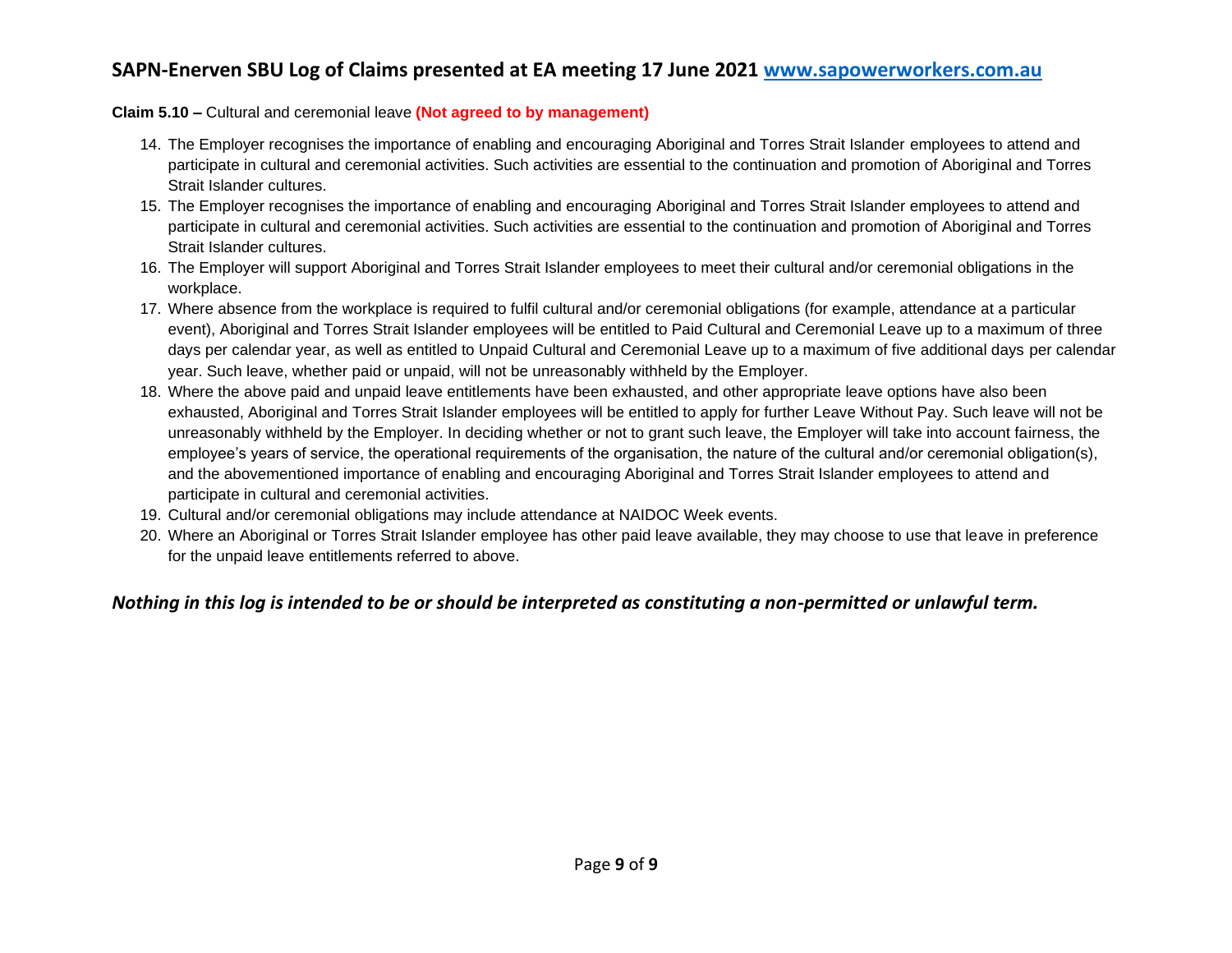**Claim 5.10 –** Cultural and ceremonial leave **(Not agreed to by management)**

14. The Employer recognises the importance of enabling and encouraging Aboriginal and Torres Strait Islander employees to attend and participate in cultural and ceremonial activities. Such activities are essential to the continuation and promotion of Aboriginal and Torres Strait Islander cultures.
15. The Employer recognises the importance of enabling and encouraging Aboriginal and Torres Strait Islander employees to attend and participate in cultural and ceremonial activities. Such activities are essential to the continuation and promotion of Aboriginal and Torres Strait Islander cultures.
16. The Employer will support Aboriginal and Torres Strait Islander employees to meet their cultural and/or ceremonial obligations in the workplace.
17. Where absence from the workplace is required to fulfil cultural and/or ceremonial obligations (for example, attendance at a particular event), Aboriginal and Torres Strait Islander employees will be entitled to Paid Cultural and Ceremonial Leave up to a maximum of three days per calendar year, as well as entitled to Unpaid Cultural and Ceremonial Leave up to a maximum of five additional days per calendar year. Such leave, whether paid or unpaid, will not be unreasonably withheld by the Employer.
18. Where the above paid and unpaid leave entitlements have been exhausted, and other appropriate leave options have also been exhausted, Aboriginal and Torres Strait Islander employees will be entitled to apply for further Leave Without Pay. Such leave will not be unreasonably withheld by the Employer. In deciding whether or not to grant such leave, the Employer will take into account fairness, the employee's years of service, the operational requirements of the organisation, the nature of the cultural and/or ceremonial obligation(s), and the abovementioned importance of enabling and encouraging Aboriginal and Torres Strait Islander employees to attend and participate in cultural and ceremonial activities.
19. Cultural and/or ceremonial obligations may include attendance at NAIDOC Week events.
20. Where an Aboriginal or Torres Strait Islander employee has other paid leave available, they may choose to use that leave in preference for the unpaid leave entitlements referred to above.

***Nothing in this log is intended to be or should be interpreted as constituting a non-permitted or unlawful term.***